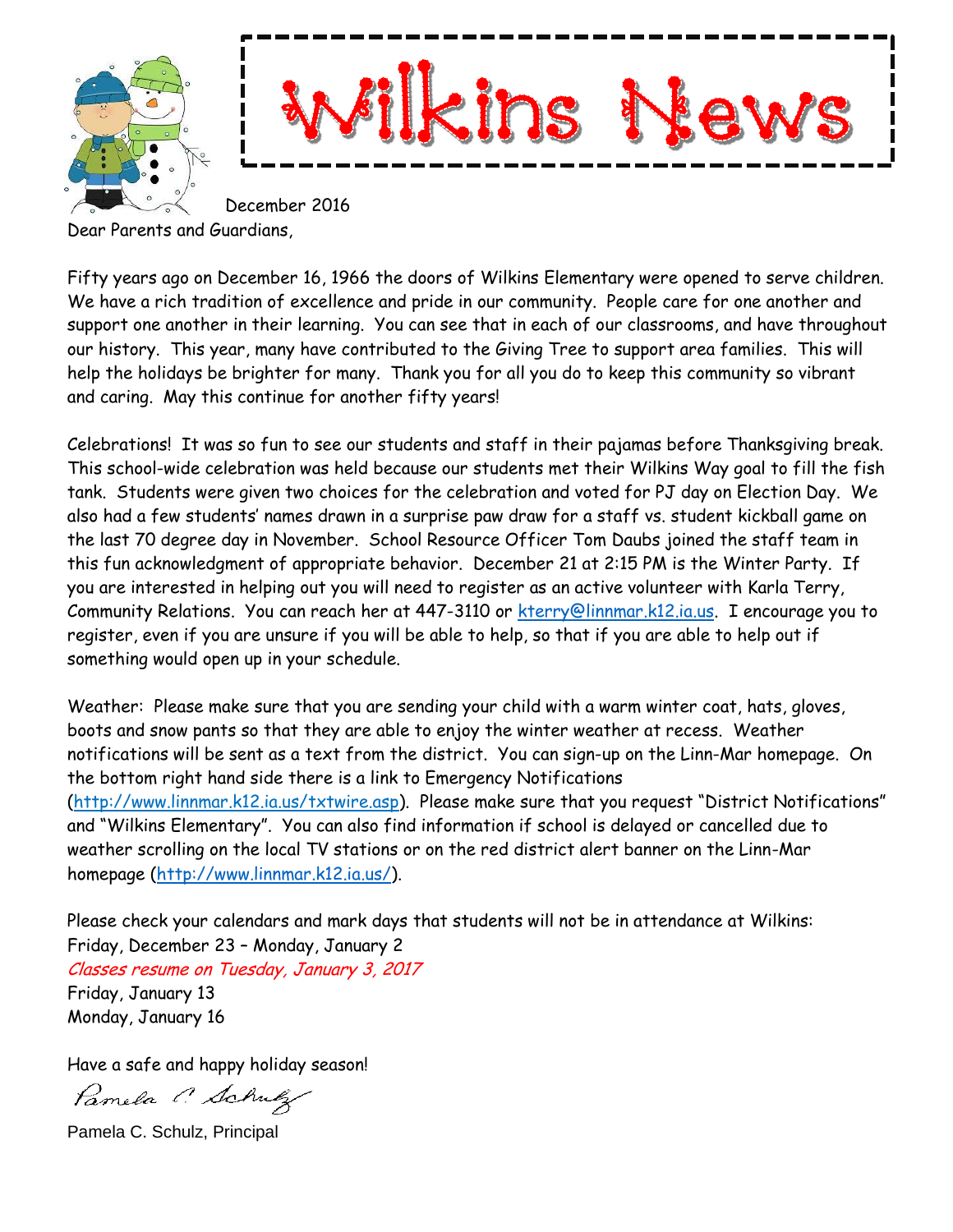# Wilkins News

December 2016

Dear Parents and Guardians,

Fifty years ago on December 16, 1966 the doors of Wilkins Elementary were opened to serve children. We have a rich tradition of excellence and pride in our community. People care for one another and support one another in their learning. You can see that in each of our classrooms, and have throughout our history. This year, many have contributed to the Giving Tree to support area families. This will help the holidays be brighter for many. Thank you for all you do to keep this community so vibrant and caring. May this continue for another fifty years!

Celebrations! It was so fun to see our students and staff in their pajamas before Thanksgiving break. This school-wide celebration was held because our students met their Wilkins Way goal to fill the fish tank. Students were given two choices for the celebration and voted for PJ day on Election Day. We also had a few students' names drawn in a surprise paw draw for a staff vs. student kickball game on the last 70 degree day in November. School Resource Officer Tom Daubs joined the staff team in this fun acknowledgment of appropriate behavior. December 21 at 2:15 PM is the Winter Party. If you are interested in helping out you will need to register as an active volunteer with Karla Terry, Community Relations. You can reach her at 447-3110 or kterry@linnmar.k12.ia.us. I encourage you to register, even if you are unsure if you will be able to help, so that if you are able to help out if something would open up in your schedule.

Weather: Please make sure that you are sending your child with a warm winter coat, hats, gloves, boots and snow pants so that they are able to enjoy the winter weather at recess. Weather notifications will be sent as a text from the district. You can sign-up on the Linn-Mar homepage. On the bottom right hand side there is a link to Emergency Notifications (http://www.linnmar.k12.ia.us/txtwire.asp). Please make sure that you request "District Notifications" and "Wilkins Elementary". You can also find information if school is delayed or cancelled due to weather scrolling on the local TV stations or on the red district alert banner on the Linn-Mar homepage (http://www.linnmar.k12.ia.us/).

Please check your calendars and mark days that students will not be in attendance at Wilkins:
Friday, December 23 – Monday, January 2
*Classes resume on Tuesday, January 3, 2017*
Friday, January 13
Monday, January 16

Have a safe and happy holiday season!

Pamela C. Schulz

Pamela C. Schulz, Principal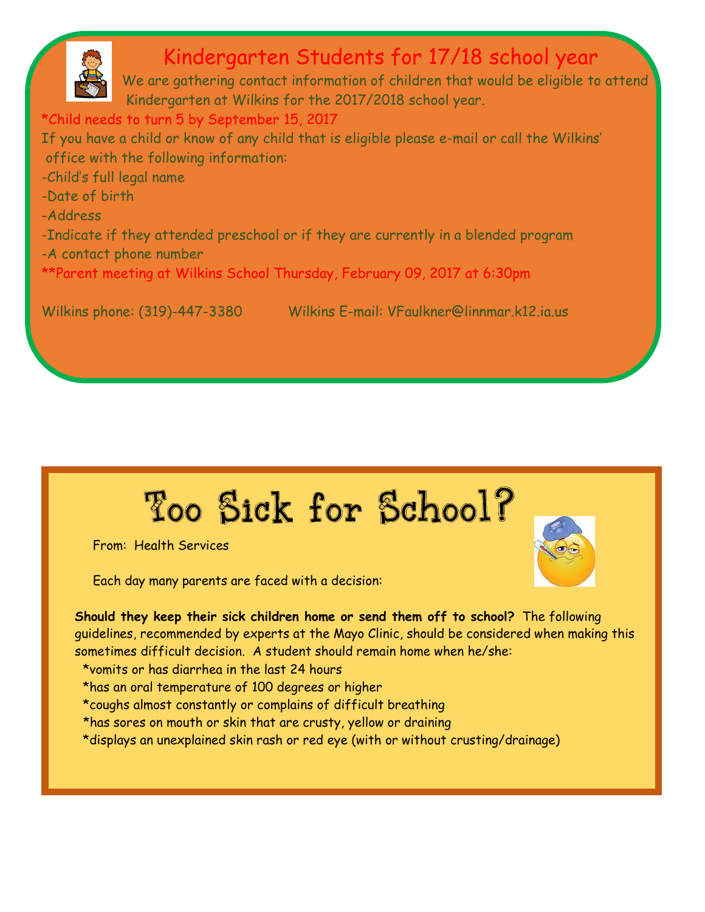## Kindergarten Students for 17/18 school year

We are gathering contact information of children that would be eligible to attend Kindergarten at Wilkins for the 2017/2018 school year.

*Child needs to turn 5 by September 15, 2017

If you have a child or know of any child that is eligible please e-mail or call the Wilkins' office with the following information:

-Child's full legal name

-Date of birth

-Address

-Indicate if they attended preschool or if they are currently in a blended program

-A contact phone number

**Parent meeting at Wilkins School Thursday, February 09, 2017 at 6:30pm

Wilkins phone: (319)-447-3380 Wilkins E-mail: VFaulkner@linnmar.k12.ia.us

## Too Sick for School?

From: Health Services

Each day many parents are faced with a decision:

**Should they keep their sick children home or send them off to school?** The following guidelines, recommended by experts at the Mayo Clinic, should be considered when making this sometimes difficult decision. A student should remain home when he/she:

*vomits or has diarrhea in the last 24 hours

*has an oral temperature of 100 degrees or higher

*coughs almost constantly or complains of difficult breathing

*has sores on mouth or skin that are crusty, yellow or draining

*displays an unexplained skin rash or red eye (with or without crusting/drainage)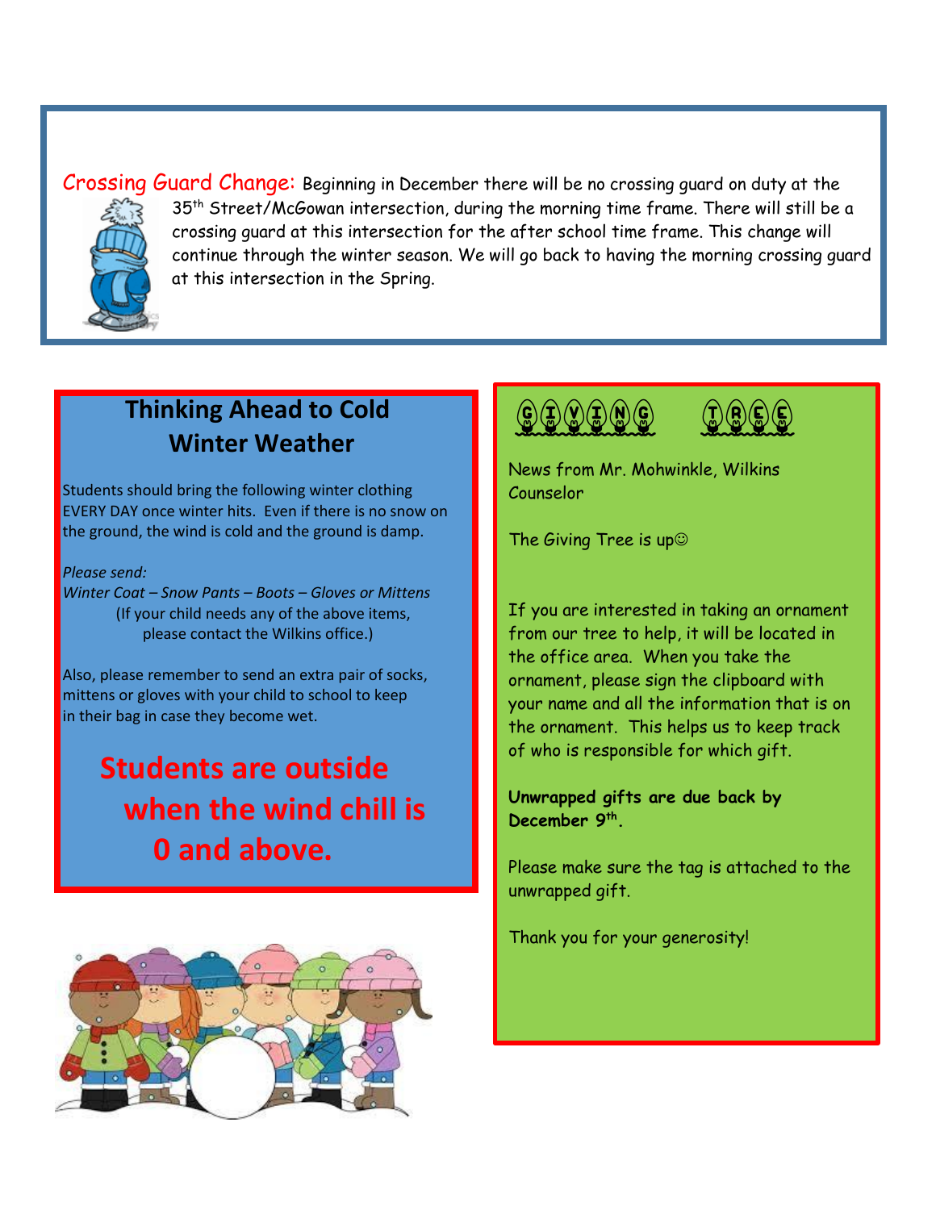## Crossing Guard Change:

Beginning in December there will be no crossing guard on duty at the 35th Street/McGowan intersection, during the morning time frame. There will still be a crossing guard at this intersection for the after school time frame. This change will continue through the winter season. We will go back to having the morning crossing guard at this intersection in the Spring.

## Thinking Ahead to Cold Winter Weather

Students should bring the following winter clothing EVERY DAY once winter hits. Even if there is no snow on the ground, the wind is cold and the ground is damp.

*Please send:*

*Winter Coat – Snow Pants – Boots – Gloves or Mittens*

(If your child needs any of the above items, please contact the Wilkins office.)

Also, please remember to send an extra pair of socks, mittens or gloves with your child to school to keep in their bag in case they become wet.

**Students are outside when the wind chill is 0 and above.**

## GIVING TREE

News from Mr. Mohwinkle, Wilkins Counselor

The Giving Tree is up☺

If you are interested in taking an ornament from our tree to help, it will be located in the office area. When you take the ornament, please sign the clipboard with your name and all the information that is on the ornament. This helps us to keep track of who is responsible for which gift.

**Unwrapped gifts are due back by December 9th.**

Please make sure the tag is attached to the unwrapped gift.

Thank you for your generosity!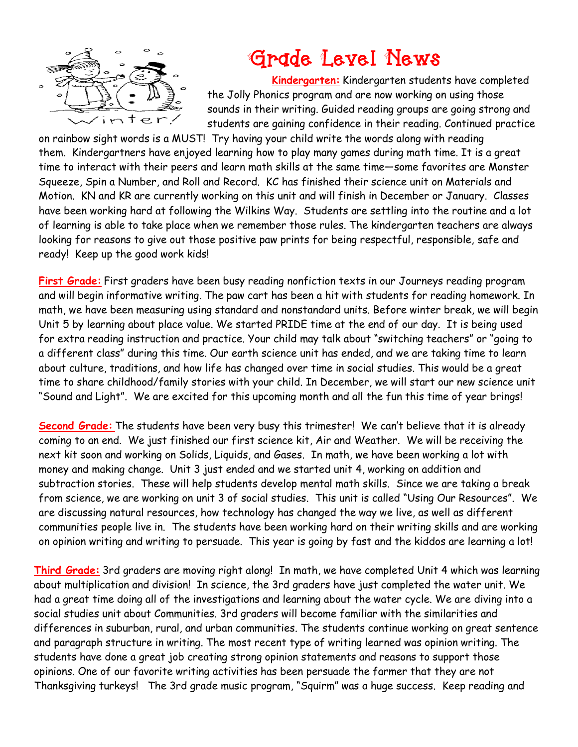# Grade Level News

**Kindergarten:** Kindergarten students have completed the Jolly Phonics program and are now working on using those sounds in their writing. Guided reading groups are going strong and students are gaining confidence in their reading. Continued practice on rainbow sight words is a MUST! Try having your child write the words along with reading them. Kindergartners have enjoyed learning how to play many games during math time. It is a great time to interact with their peers and learn math skills at the same time—some favorites are Monster Squeeze, Spin a Number, and Roll and Record. KC has finished their science unit on Materials and Motion. KN and KR are currently working on this unit and will finish in December or January. Classes have been working hard at following the Wilkins Way. Students are settling into the routine and a lot of learning is able to take place when we remember those rules. The kindergarten teachers are always looking for reasons to give out those positive paw prints for being respectful, responsible, safe and ready! Keep up the good work kids!

**First Grade:** First graders have been busy reading nonfiction texts in our Journeys reading program and will begin informative writing. The paw cart has been a hit with students for reading homework. In math, we have been measuring using standard and nonstandard units. Before winter break, we will begin Unit 5 by learning about place value. We started PRIDE time at the end of our day. It is being used for extra reading instruction and practice. Your child may talk about "switching teachers" or "going to a different class" during this time. Our earth science unit has ended, and we are taking time to learn about culture, traditions, and how life has changed over time in social studies. This would be a great time to share childhood/family stories with your child. In December, we will start our new science unit "Sound and Light". We are excited for this upcoming month and all the fun this time of year brings!

**Second Grade:** The students have been very busy this trimester! We can't believe that it is already coming to an end. We just finished our first science kit, Air and Weather. We will be receiving the next kit soon and working on Solids, Liquids, and Gases. In math, we have been working a lot with money and making change. Unit 3 just ended and we started unit 4, working on addition and subtraction stories. These will help students develop mental math skills. Since we are taking a break from science, we are working on unit 3 of social studies. This unit is called "Using Our Resources". We are discussing natural resources, how technology has changed the way we live, as well as different communities people live in. The students have been working hard on their writing skills and are working on opinion writing and writing to persuade. This year is going by fast and the kiddos are learning a lot!

**Third Grade:** 3rd graders are moving right along! In math, we have completed Unit 4 which was learning about multiplication and division! In science, the 3rd graders have just completed the water unit. We had a great time doing all of the investigations and learning about the water cycle. We are diving into a social studies unit about Communities. 3rd graders will become familiar with the similarities and differences in suburban, rural, and urban communities. The students continue working on great sentence and paragraph structure in writing. The most recent type of writing learned was opinion writing. The students have done a great job creating strong opinion statements and reasons to support those opinions. One of our favorite writing activities has been persuade the farmer that they are not Thanksgiving turkeys! The 3rd grade music program, "Squirm" was a huge success. Keep reading and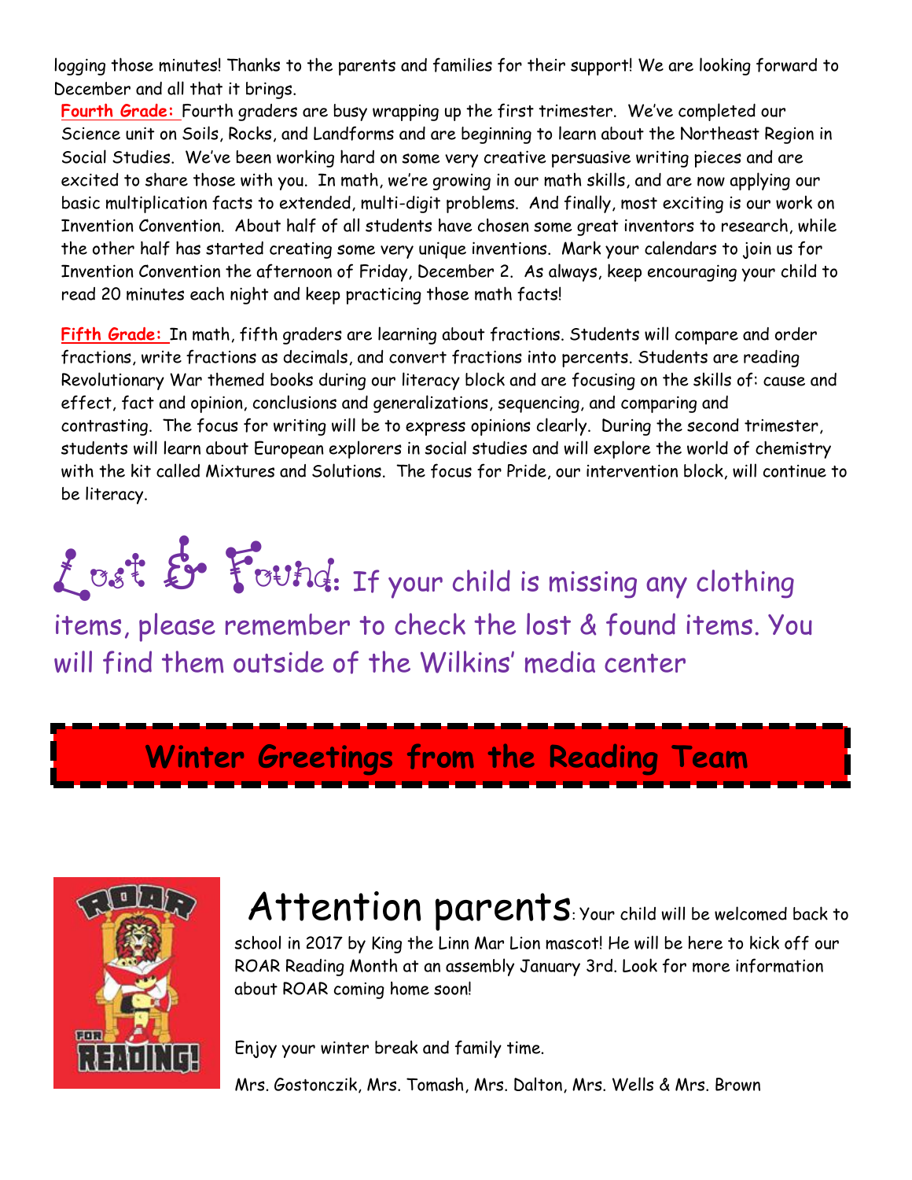logging those minutes! Thanks to the parents and families for their support! We are looking forward to December and all that it brings.

**Fourth Grade:** Fourth graders are busy wrapping up the first trimester. We've completed our Science unit on Soils, Rocks, and Landforms and are beginning to learn about the Northeast Region in Social Studies. We've been working hard on some very creative persuasive writing pieces and are excited to share those with you. In math, we're growing in our math skills, and are now applying our basic multiplication facts to extended, multi-digit problems. And finally, most exciting is our work on Invention Convention. About half of all students have chosen some great inventors to research, while the other half has started creating some very unique inventions. Mark your calendars to join us for Invention Convention the afternoon of Friday, December 2. As always, keep encouraging your child to read 20 minutes each night and keep practicing those math facts!

**Fifth Grade:** In math, fifth graders are learning about fractions. Students will compare and order fractions, write fractions as decimals, and convert fractions into percents. Students are reading Revolutionary War themed books during our literacy block and are focusing on the skills of: cause and effect, fact and opinion, conclusions and generalizations, sequencing, and comparing and contrasting. The focus for writing will be to express opinions clearly. During the second trimester, students will learn about European explorers in social studies and will explore the world of chemistry with the kit called Mixtures and Solutions. The focus for Pride, our intervention block, will continue to be literacy.

**Lost & Found:** If your child is missing any clothing items, please remember to check the lost & found items. You will find them outside of the Wilkins' media center

## Winter Greetings from the Reading Team

**Attention parents**: Your child will be welcomed back to school in 2017 by King the Linn Mar Lion mascot! He will be here to kick off our ROAR Reading Month at an assembly January 3rd. Look for more information about ROAR coming home soon!

Enjoy your winter break and family time.

Mrs. Gostonczik, Mrs. Tomash, Mrs. Dalton, Mrs. Wells & Mrs. Brown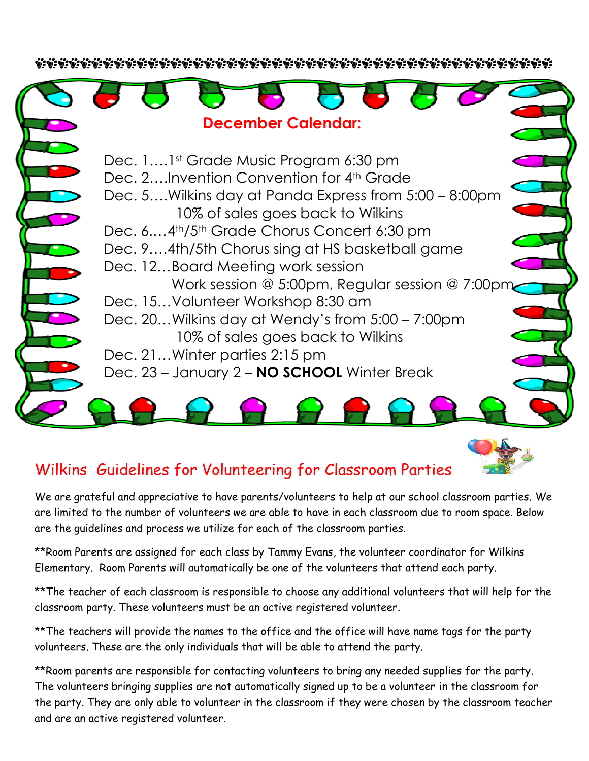## December Calendar:

Dec. 1….1st Grade Music Program 6:30 pm
Dec. 2….Invention Convention for 4th Grade
Dec. 5….Wilkins day at Panda Express from 5:00 – 8:00pm
10% of sales goes back to Wilkins
Dec. 6.…4th/5th Grade Chorus Concert 6:30 pm
Dec. 9….4th/5th Chorus sing at HS basketball game
Dec. 12…Board Meeting work session
Work session @ 5:00pm, Regular session @ 7:00pm
Dec. 15…Volunteer Workshop 8:30 am
Dec. 20…Wilkins day at Wendy's from 5:00 – 7:00pm
10% of sales goes back to Wilkins
Dec. 21…Winter parties 2:15 pm
Dec. 23 – January 2 – **NO SCHOOL** Winter Break

## Wilkins Guidelines for Volunteering for Classroom Parties

We are grateful and appreciative to have parents/volunteers to help at our school classroom parties. We are limited to the number of volunteers we are able to have in each classroom due to room space. Below are the guidelines and process we utilize for each of the classroom parties.

**Room Parents are assigned for each class by Tammy Evans, the volunteer coordinator for Wilkins Elementary. Room Parents will automatically be one of the volunteers that attend each party.

**The teacher of each classroom is responsible to choose any additional volunteers that will help for the classroom party. These volunteers must be an active registered volunteer.

**The teachers will provide the names to the office and the office will have name tags for the party volunteers. These are the only individuals that will be able to attend the party.

**Room parents are responsible for contacting volunteers to bring any needed supplies for the party. The volunteers bringing supplies are not automatically signed up to be a volunteer in the classroom for the party. They are only able to volunteer in the classroom if they were chosen by the classroom teacher and are an active registered volunteer.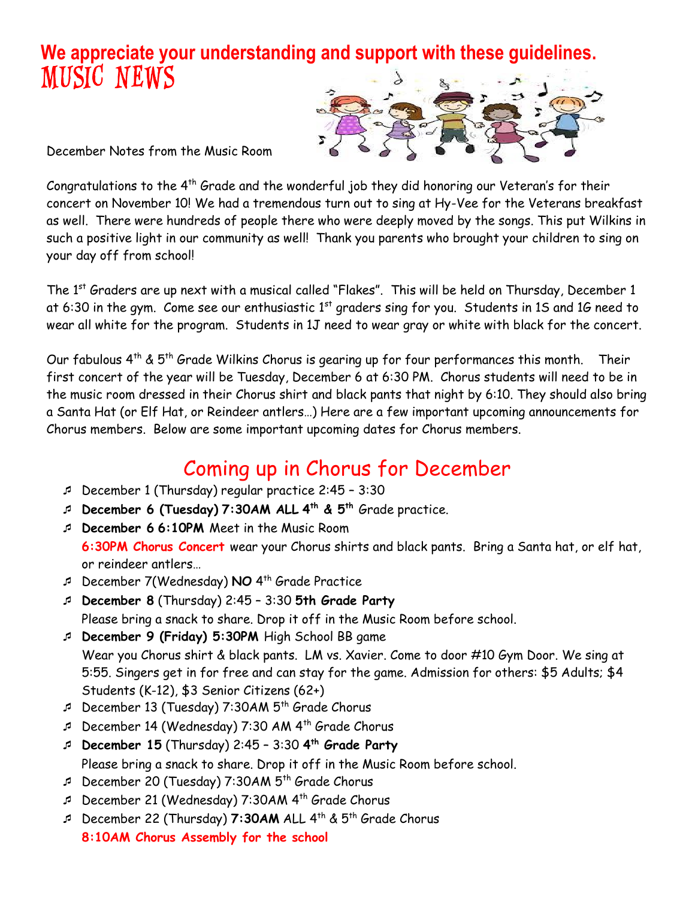**We appreciate your understanding and support with these guidelines.**

# MUSIC NEWS

December Notes from the Music Room

Congratulations to the 4th Grade and the wonderful job they did honoring our Veteran's for their concert on November 10! We had a tremendous turn out to sing at Hy-Vee for the Veterans breakfast as well. There were hundreds of people there who were deeply moved by the songs. This put Wilkins in such a positive light in our community as well! Thank you parents who brought your children to sing on your day off from school!

The 1st Graders are up next with a musical called "Flakes". This will be held on Thursday, December 1 at 6:30 in the gym. Come see our enthusiastic 1st graders sing for you. Students in 1S and 1G need to wear all white for the program. Students in 1J need to wear gray or white with black for the concert.

Our fabulous 4th & 5th Grade Wilkins Chorus is gearing up for four performances this month. Their first concert of the year will be Tuesday, December 6 at 6:30 PM. Chorus students will need to be in the music room dressed in their Chorus shirt and black pants that night by 6:10. They should also bring a Santa Hat (or Elf Hat, or Reindeer antlers…) Here are a few important upcoming announcements for Chorus members. Below are some important upcoming dates for Chorus members.

## Coming up in Chorus for December

- December 1 (Thursday) regular practice 2:45 – 3:30
- **December 6 (Tuesday) 7:30AM ALL 4th & 5th** Grade practice.
- **December 6 6:10PM** Meet in the Music Room
  **6:30PM Chorus Concert** wear your Chorus shirts and black pants. Bring a Santa hat, or elf hat, or reindeer antlers…
- December 7(Wednesday) **NO** 4th Grade Practice
- **December 8** (Thursday) 2:45 – 3:30 **5th Grade Party**
  Please bring a snack to share. Drop it off in the Music Room before school.
- **December 9 (Friday) 5:30PM** High School BB game
  Wear you Chorus shirt & black pants. LM vs. Xavier. Come to door #10 Gym Door. We sing at 5:55. Singers get in for free and can stay for the game. Admission for others: $5 Adults; $4 Students (K-12), $3 Senior Citizens (62+)
- December 13 (Tuesday) 7:30AM 5th Grade Chorus
- December 14 (Wednesday) 7:30 AM 4th Grade Chorus
- **December 15** (Thursday) 2:45 – 3:30 **4th Grade Party**
  Please bring a snack to share. Drop it off in the Music Room before school.
- December 20 (Tuesday) 7:30AM 5th Grade Chorus
- December 21 (Wednesday) 7:30AM 4th Grade Chorus
- December 22 (Thursday) **7:30AM** ALL 4th & 5th Grade Chorus
  **8:10AM Chorus Assembly for the school**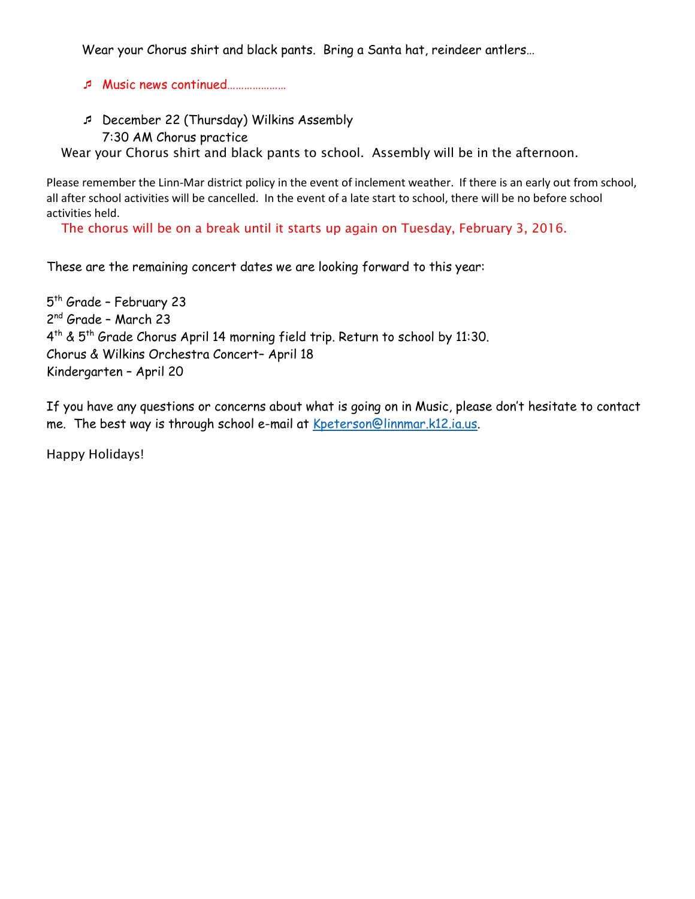Wear your Chorus shirt and black pants. Bring a Santa hat, reindeer antlers…

- ♬ Music news continued…………………

- ♬ December 22 (Thursday) Wilkins Assembly
  7:30 AM Chorus practice

Wear your Chorus shirt and black pants to school. Assembly will be in the afternoon.

Please remember the Linn-Mar district policy in the event of inclement weather. If there is an early out from school, all after school activities will be cancelled. In the event of a late start to school, there will be no before school activities held.

The chorus will be on a break until it starts up again on Tuesday, February 3, 2016.

These are the remaining concert dates we are looking forward to this year:

5th Grade – February 23
2nd Grade – March 23
4th & 5th Grade Chorus April 14 morning field trip. Return to school by 11:30.
Chorus & Wilkins Orchestra Concert– April 18
Kindergarten – April 20

If you have any questions or concerns about what is going on in Music, please don't hesitate to contact me. The best way is through school e-mail at Kpeterson@linnmar.k12.ia.us.

Happy Holidays!